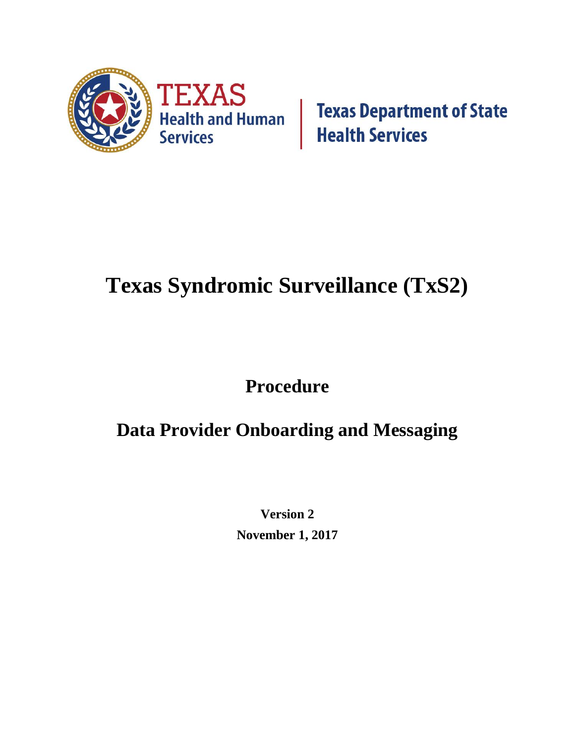TEXAS Health and Human Services | Texas Department of State Health Services

# Texas Syndromic Surveillance (TxS2)

## Procedure

## Data Provider Onboarding and Messaging

**Version 2**

**November 1, 2017**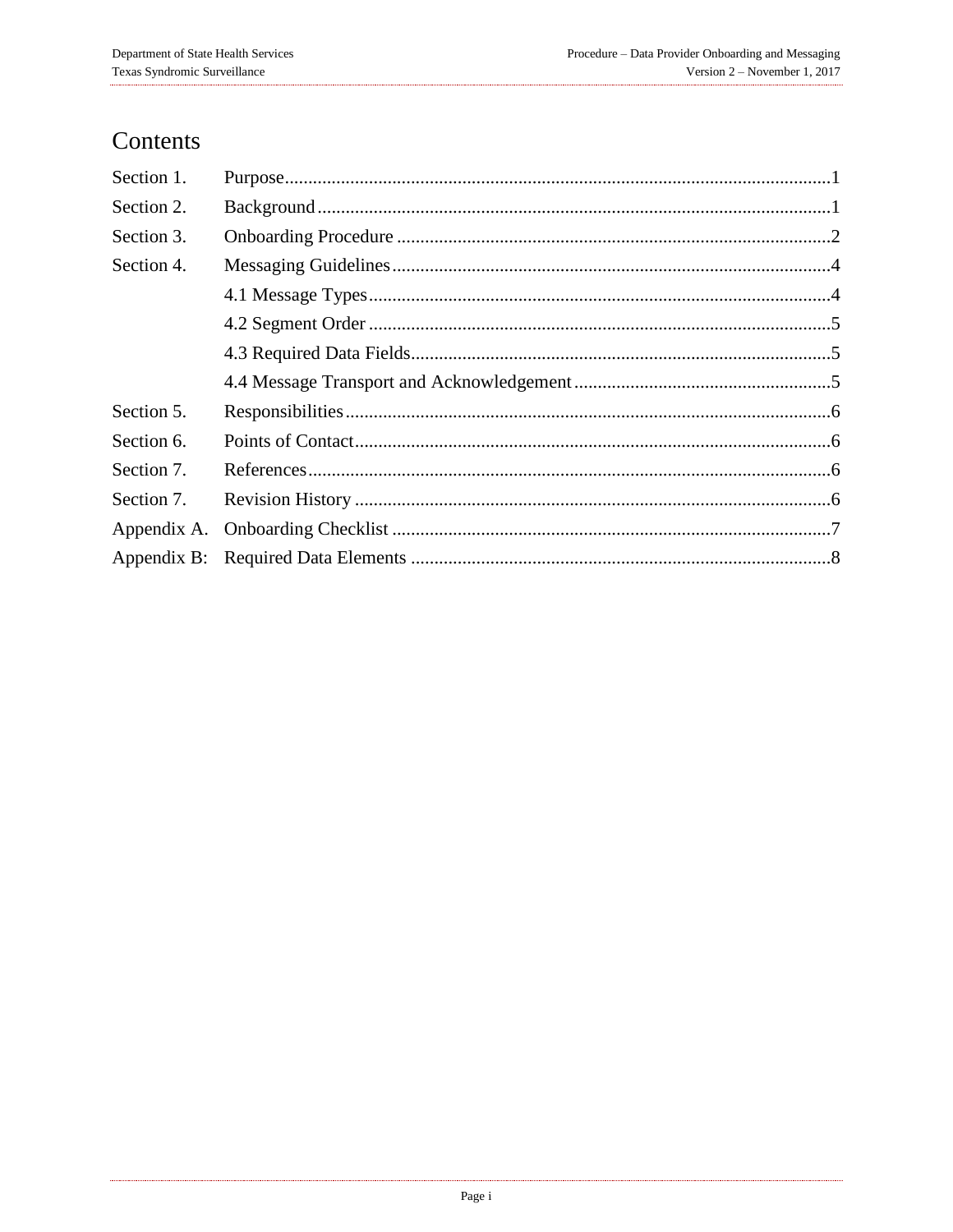# Contents

| | | |
|---|---|---|
| Section 1. | Purpose | 1 |
| Section 2. | Background | 1 |
| Section 3. | Onboarding Procedure | 2 |
| Section 4. | Messaging Guidelines | 4 |
| | 4.1 Message Types | 4 |
| | 4.2 Segment Order | 5 |
| | 4.3 Required Data Fields | 5 |
| | 4.4 Message Transport and Acknowledgement | 5 |
| Section 5. | Responsibilities | 6 |
| Section 6. | Points of Contact | 6 |
| Section 7. | References | 6 |
| Section 7. | Revision History | 6 |
| Appendix A. | Onboarding Checklist | 7 |
| Appendix B: | Required Data Elements | 8 |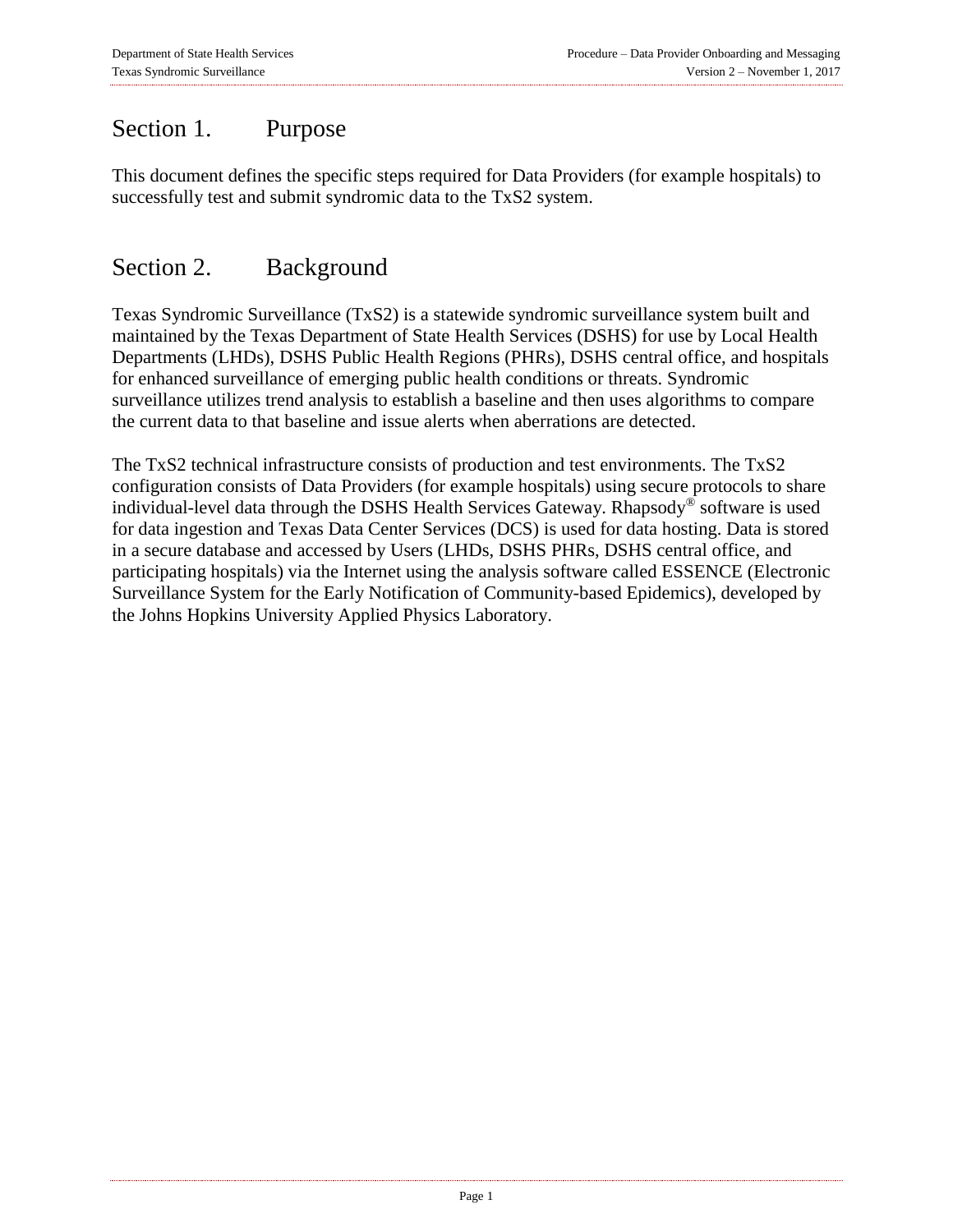## Section 1. Purpose

This document defines the specific steps required for Data Providers (for example hospitals) to successfully test and submit syndromic data to the TxS2 system.

## Section 2. Background

Texas Syndromic Surveillance (TxS2) is a statewide syndromic surveillance system built and maintained by the Texas Department of State Health Services (DSHS) for use by Local Health Departments (LHDs), DSHS Public Health Regions (PHRs), DSHS central office, and hospitals for enhanced surveillance of emerging public health conditions or threats. Syndromic surveillance utilizes trend analysis to establish a baseline and then uses algorithms to compare the current data to that baseline and issue alerts when aberrations are detected.

The TxS2 technical infrastructure consists of production and test environments. The TxS2 configuration consists of Data Providers (for example hospitals) using secure protocols to share individual-level data through the DSHS Health Services Gateway. Rhapsody® software is used for data ingestion and Texas Data Center Services (DCS) is used for data hosting. Data is stored in a secure database and accessed by Users (LHDs, DSHS PHRs, DSHS central office, and participating hospitals) via the Internet using the analysis software called ESSENCE (Electronic Surveillance System for the Early Notification of Community-based Epidemics), developed by the Johns Hopkins University Applied Physics Laboratory.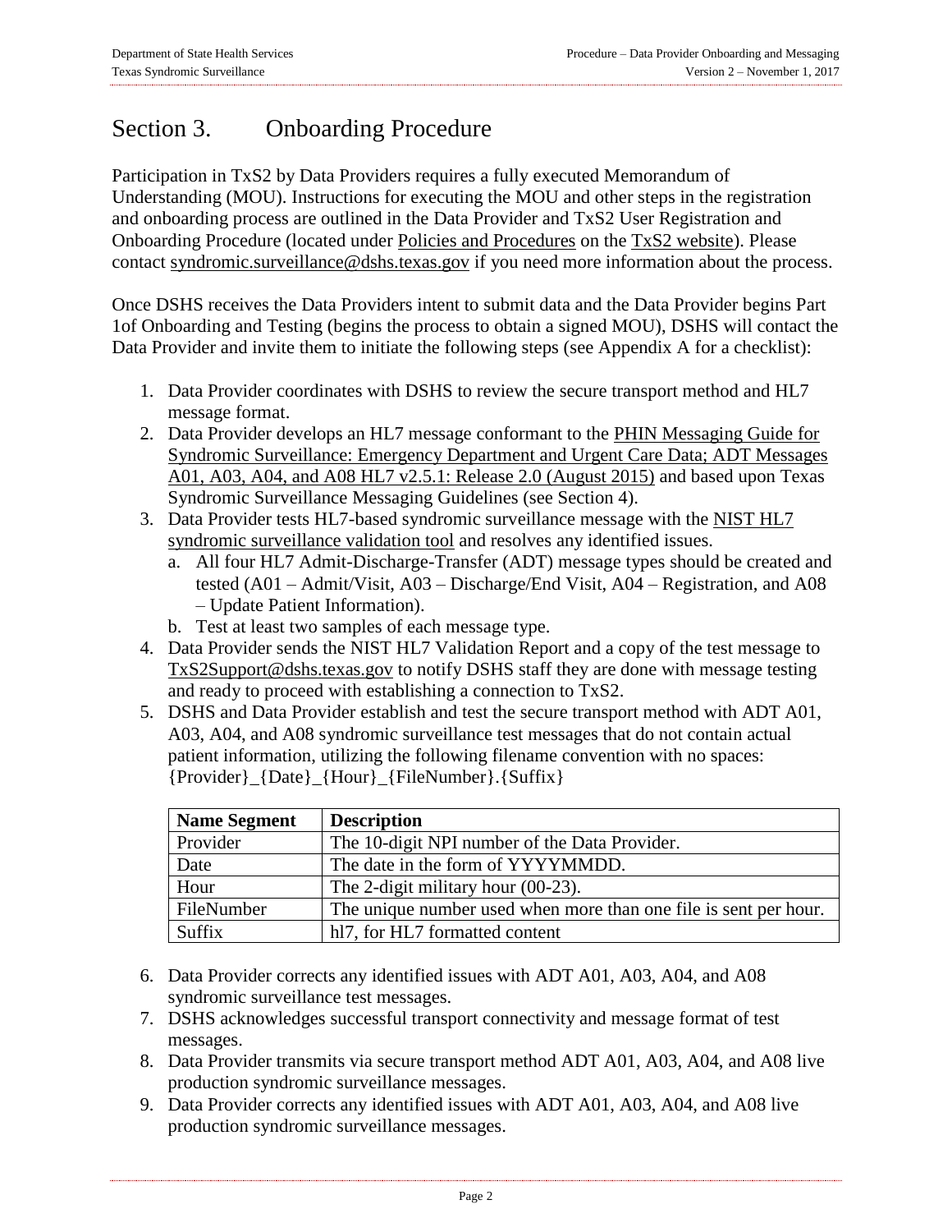# Section 3. Onboarding Procedure

Participation in TxS2 by Data Providers requires a fully executed Memorandum of Understanding (MOU). Instructions for executing the MOU and other steps in the registration and onboarding process are outlined in the Data Provider and TxS2 User Registration and Onboarding Procedure (located under Policies and Procedures on the TxS2 website). Please contact syndromic.surveillance@dshs.texas.gov if you need more information about the process.

Once DSHS receives the Data Providers intent to submit data and the Data Provider begins Part 1of Onboarding and Testing (begins the process to obtain a signed MOU), DSHS will contact the Data Provider and invite them to initiate the following steps (see Appendix A for a checklist):

1. Data Provider coordinates with DSHS to review the secure transport method and HL7 message format.
2. Data Provider develops an HL7 message conformant to the PHIN Messaging Guide for Syndromic Surveillance: Emergency Department and Urgent Care Data; ADT Messages A01, A03, A04, and A08 HL7 v2.5.1: Release 2.0 (August 2015) and based upon Texas Syndromic Surveillance Messaging Guidelines (see Section 4).
3. Data Provider tests HL7-based syndromic surveillance message with the NIST HL7 syndromic surveillance validation tool and resolves any identified issues.
   a. All four HL7 Admit-Discharge-Transfer (ADT) message types should be created and tested (A01 – Admit/Visit, A03 – Discharge/End Visit, A04 – Registration, and A08 – Update Patient Information).
   b. Test at least two samples of each message type.
4. Data Provider sends the NIST HL7 Validation Report and a copy of the test message to TxS2Support@dshs.texas.gov to notify DSHS staff they are done with message testing and ready to proceed with establishing a connection to TxS2.
5. DSHS and Data Provider establish and test the secure transport method with ADT A01, A03, A04, and A08 syndromic surveillance test messages that do not contain actual patient information, utilizing the following filename convention with no spaces: {Provider}_{Date}_{Hour}_{FileNumber}.{Suffix}

| Name Segment | Description |
|---|---|
| Provider | The 10-digit NPI number of the Data Provider. |
| Date | The date in the form of YYYYMMDD. |
| Hour | The 2-digit military hour (00-23). |
| FileNumber | The unique number used when more than one file is sent per hour. |
| Suffix | hl7, for HL7 formatted content |

6. Data Provider corrects any identified issues with ADT A01, A03, A04, and A08 syndromic surveillance test messages.
7. DSHS acknowledges successful transport connectivity and message format of test messages.
8. Data Provider transmits via secure transport method ADT A01, A03, A04, and A08 live production syndromic surveillance messages.
9. Data Provider corrects any identified issues with ADT A01, A03, A04, and A08 live production syndromic surveillance messages.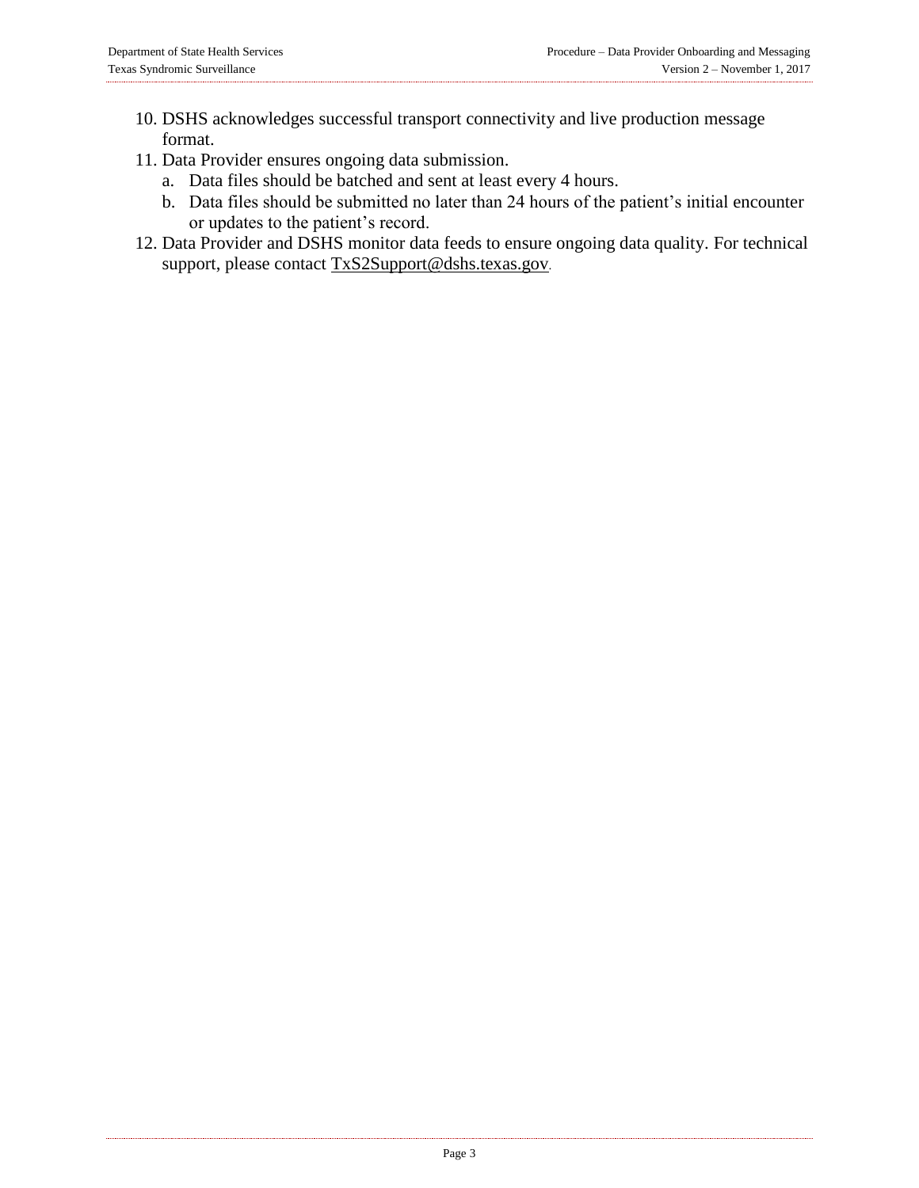10. DSHS acknowledges successful transport connectivity and live production message format.
11. Data Provider ensures ongoing data submission.
    a. Data files should be batched and sent at least every 4 hours.
    b. Data files should be submitted no later than 24 hours of the patient's initial encounter or updates to the patient's record.
12. Data Provider and DSHS monitor data feeds to ensure ongoing data quality. For technical support, please contact TxS2Support@dshs.texas.gov.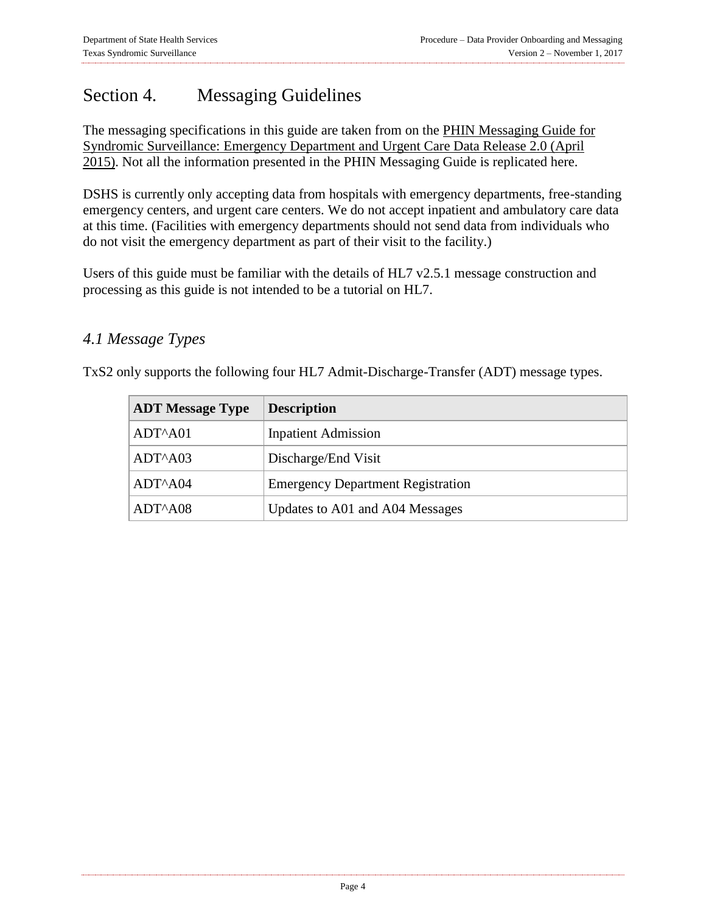# Section 4. Messaging Guidelines

The messaging specifications in this guide are taken from on the PHIN Messaging Guide for Syndromic Surveillance: Emergency Department and Urgent Care Data Release 2.0 (April 2015). Not all the information presented in the PHIN Messaging Guide is replicated here.

DSHS is currently only accepting data from hospitals with emergency departments, free-standing emergency centers, and urgent care centers. We do not accept inpatient and ambulatory care data at this time. (Facilities with emergency departments should not send data from individuals who do not visit the emergency department as part of their visit to the facility.)

Users of this guide must be familiar with the details of HL7 v2.5.1 message construction and processing as this guide is not intended to be a tutorial on HL7.

## *4.1 Message Types*

TxS2 only supports the following four HL7 Admit-Discharge-Transfer (ADT) message types.

| ADT Message Type | Description |
|---|---|
| ADT^A01 | Inpatient Admission |
| ADT^A03 | Discharge/End Visit |
| ADT^A04 | Emergency Department Registration |
| ADT^A08 | Updates to A01 and A04 Messages |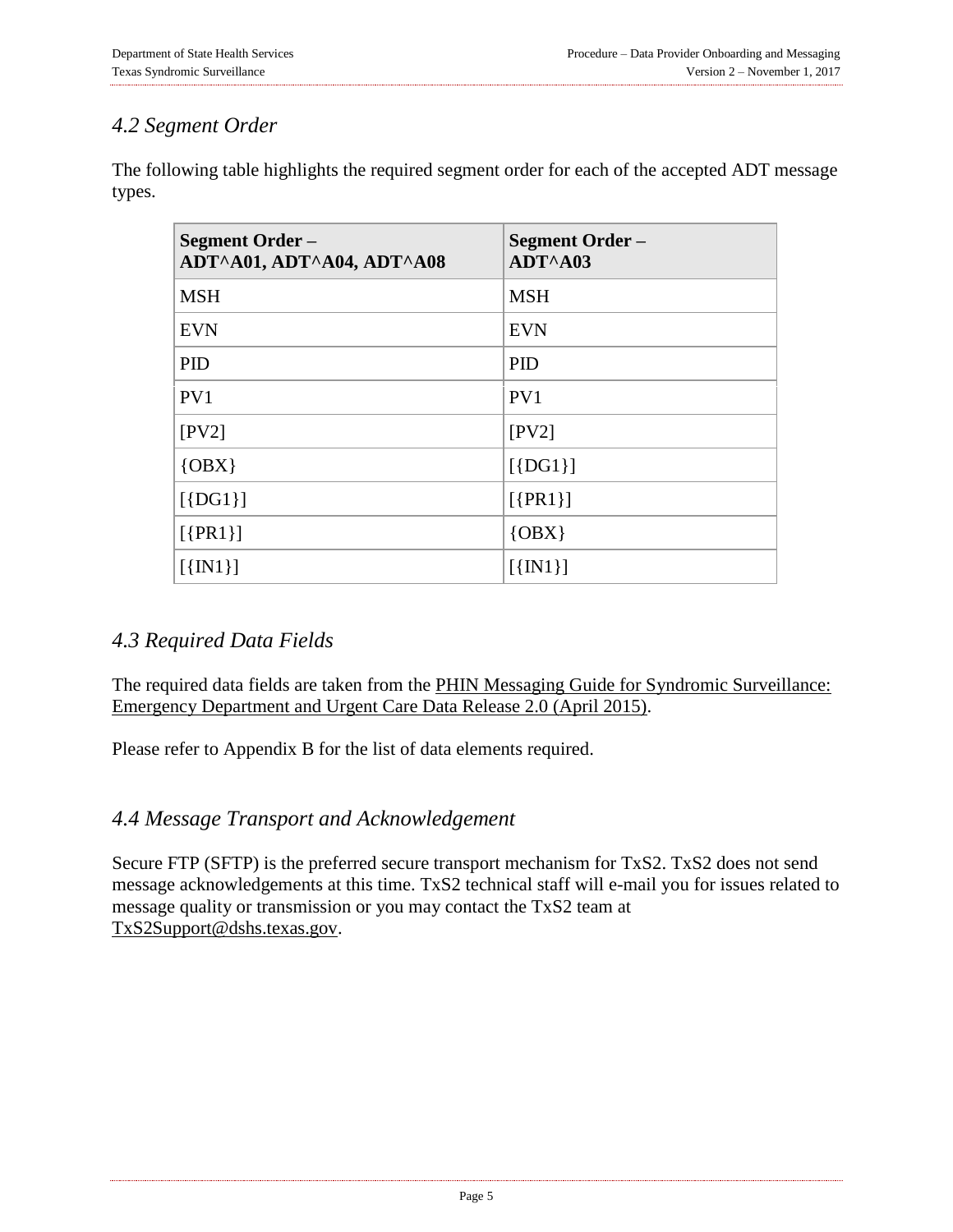## 4.2 Segment Order

The following table highlights the required segment order for each of the accepted ADT message types.

| Segment Order – ADT^A01, ADT^A04, ADT^A08 | Segment Order – ADT^A03 |
|---|---|
| MSH | MSH |
| EVN | EVN |
| PID | PID |
| PV1 | PV1 |
| [PV2] | [PV2] |
| {OBX} | [{DG1}] |
| [{DG1}] | [{PR1}] |
| [{PR1}] | {OBX} |
| [{IN1}] | [{IN1}] |

## 4.3 Required Data Fields

The required data fields are taken from the PHIN Messaging Guide for Syndromic Surveillance: Emergency Department and Urgent Care Data Release 2.0 (April 2015).

Please refer to Appendix B for the list of data elements required.

## 4.4 Message Transport and Acknowledgement

Secure FTP (SFTP) is the preferred secure transport mechanism for TxS2. TxS2 does not send message acknowledgements at this time. TxS2 technical staff will e-mail you for issues related to message quality or transmission or you may contact the TxS2 team at TxS2Support@dshs.texas.gov.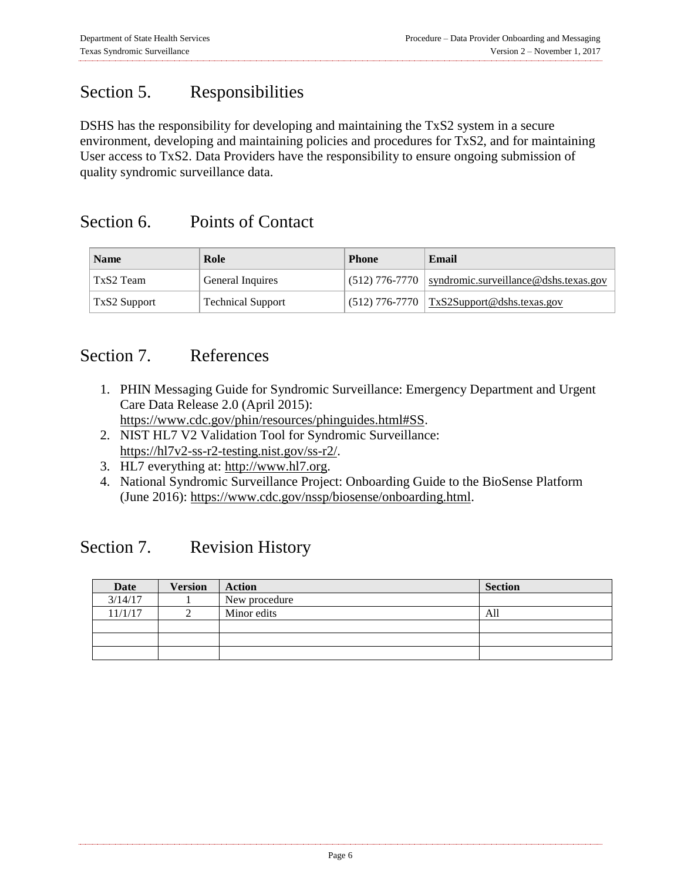## Section 5. Responsibilities

DSHS has the responsibility for developing and maintaining the TxS2 system in a secure environment, developing and maintaining policies and procedures for TxS2, and for maintaining User access to TxS2. Data Providers have the responsibility to ensure ongoing submission of quality syndromic surveillance data.

## Section 6. Points of Contact

| Name | Role | Phone | Email |
|---|---|---|---|
| TxS2 Team | General Inquires | (512) 776-7770 | syndromic.surveillance@dshs.texas.gov |
| TxS2 Support | Technical Support | (512) 776-7770 | TxS2Support@dshs.texas.gov |

## Section 7. References

1. PHIN Messaging Guide for Syndromic Surveillance: Emergency Department and Urgent Care Data Release 2.0 (April 2015): https://www.cdc.gov/phin/resources/phinguides.html#SS.
2. NIST HL7 V2 Validation Tool for Syndromic Surveillance: https://hl7v2-ss-r2-testing.nist.gov/ss-r2/.
3. HL7 everything at: http://www.hl7.org.
4. National Syndromic Surveillance Project: Onboarding Guide to the BioSense Platform (June 2016): https://www.cdc.gov/nssp/biosense/onboarding.html.

## Section 7. Revision History

| Date | Version | Action | Section |
|---|---|---|---|
| 3/14/17 | 1 | New procedure | |
| 11/1/17 | 2 | Minor edits | All |
| | | | |
| | | | |
| | | | |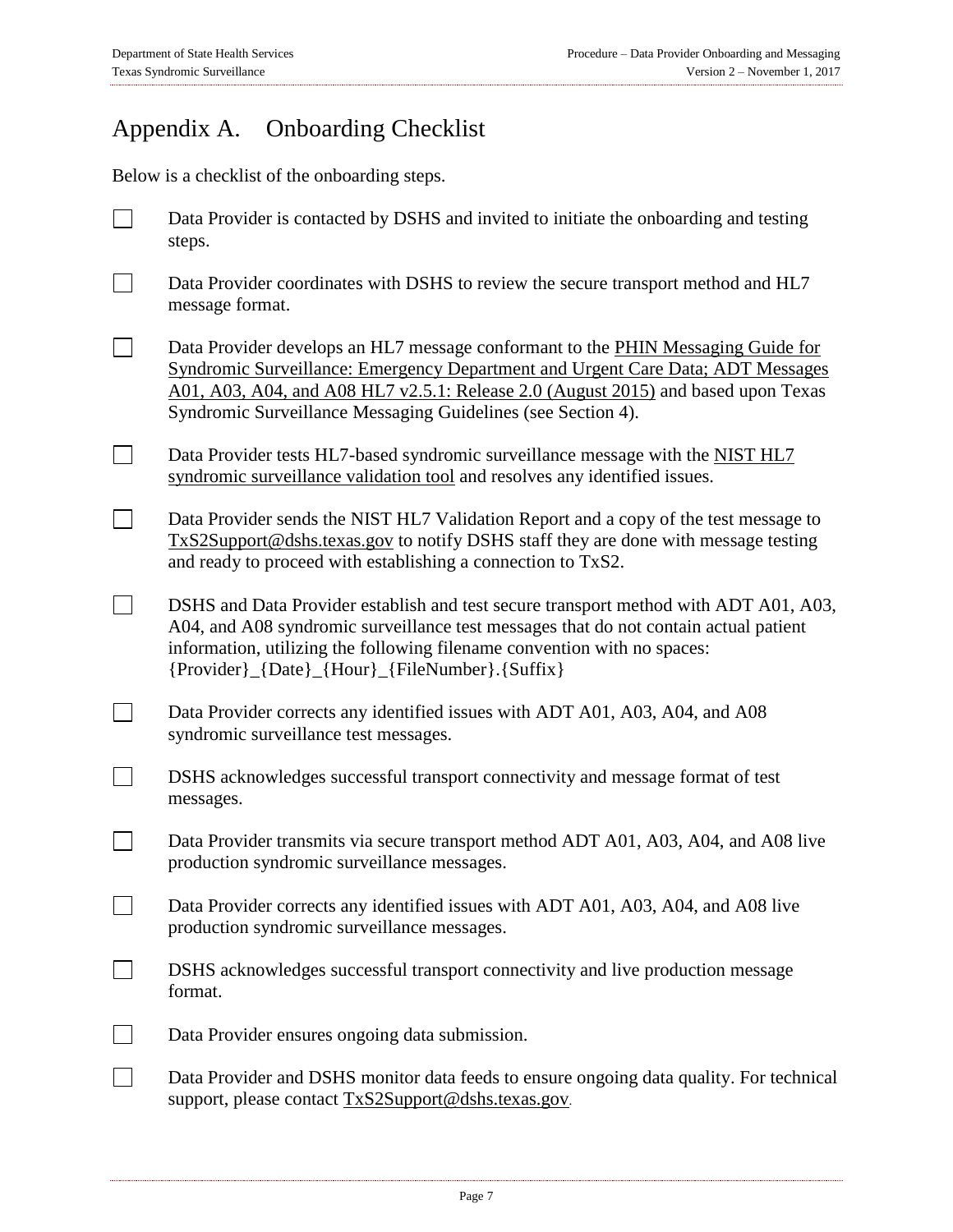# Appendix A. Onboarding Checklist

Below is a checklist of the onboarding steps.

- [ ] Data Provider is contacted by DSHS and invited to initiate the onboarding and testing steps.
- [ ] Data Provider coordinates with DSHS to review the secure transport method and HL7 message format.
- [ ] Data Provider develops an HL7 message conformant to the PHIN Messaging Guide for Syndromic Surveillance: Emergency Department and Urgent Care Data; ADT Messages A01, A03, A04, and A08 HL7 v2.5.1: Release 2.0 (August 2015) and based upon Texas Syndromic Surveillance Messaging Guidelines (see Section 4).
- [ ] Data Provider tests HL7-based syndromic surveillance message with the NIST HL7 syndromic surveillance validation tool and resolves any identified issues.
- [ ] Data Provider sends the NIST HL7 Validation Report and a copy of the test message to TxS2Support@dshs.texas.gov to notify DSHS staff they are done with message testing and ready to proceed with establishing a connection to TxS2.
- [ ] DSHS and Data Provider establish and test secure transport method with ADT A01, A03, A04, and A08 syndromic surveillance test messages that do not contain actual patient information, utilizing the following filename convention with no spaces: {Provider}_{Date}_{Hour}_{FileNumber}.{Suffix}
- [ ] Data Provider corrects any identified issues with ADT A01, A03, A04, and A08 syndromic surveillance test messages.
- [ ] DSHS acknowledges successful transport connectivity and message format of test messages.
- [ ] Data Provider transmits via secure transport method ADT A01, A03, A04, and A08 live production syndromic surveillance messages.
- [ ] Data Provider corrects any identified issues with ADT A01, A03, A04, and A08 live production syndromic surveillance messages.
- [ ] DSHS acknowledges successful transport connectivity and live production message format.
- [ ] Data Provider ensures ongoing data submission.
- [ ] Data Provider and DSHS monitor data feeds to ensure ongoing data quality. For technical support, please contact TxS2Support@dshs.texas.gov.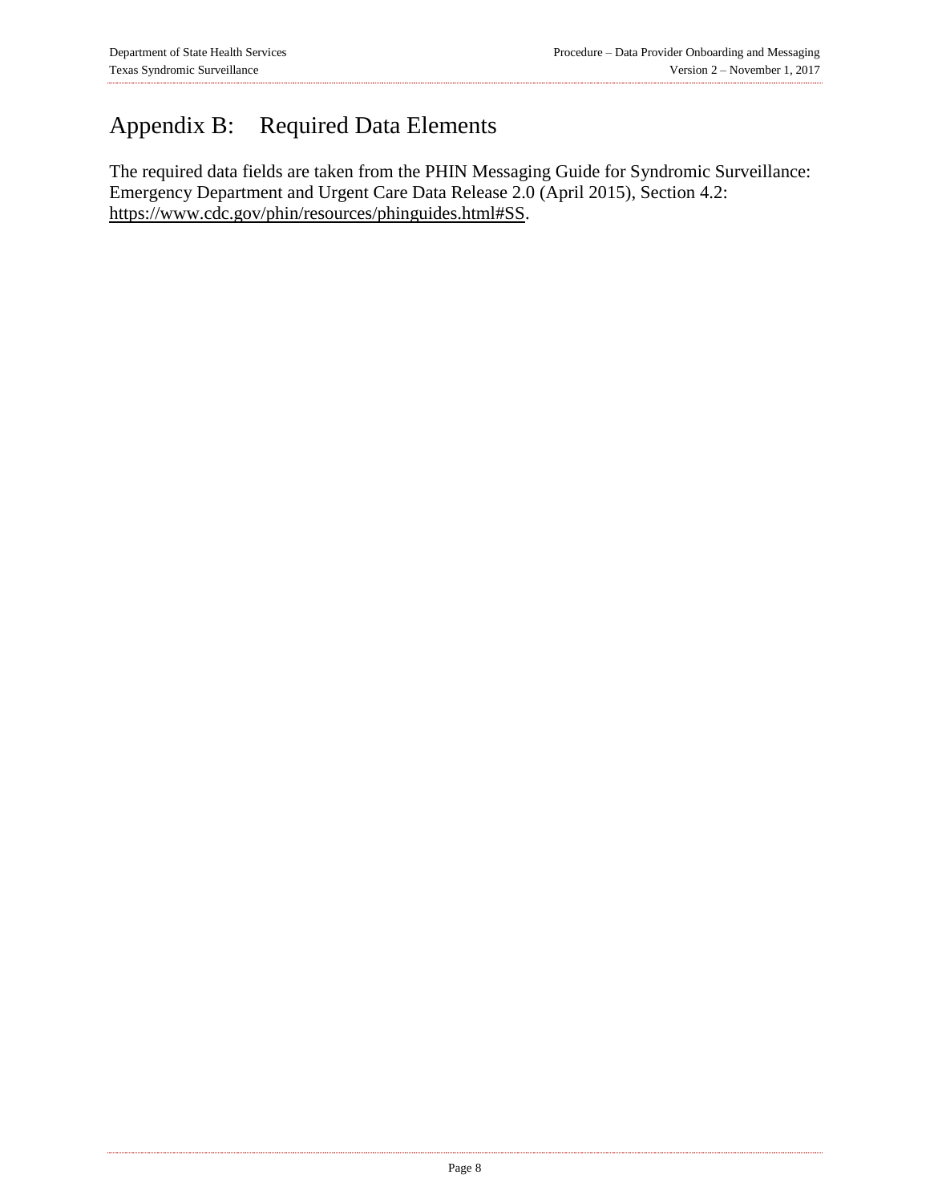# Appendix B: Required Data Elements

The required data fields are taken from the PHIN Messaging Guide for Syndromic Surveillance: Emergency Department and Urgent Care Data Release 2.0 (April 2015), Section 4.2: https://www.cdc.gov/phin/resources/phinguides.html#SS.